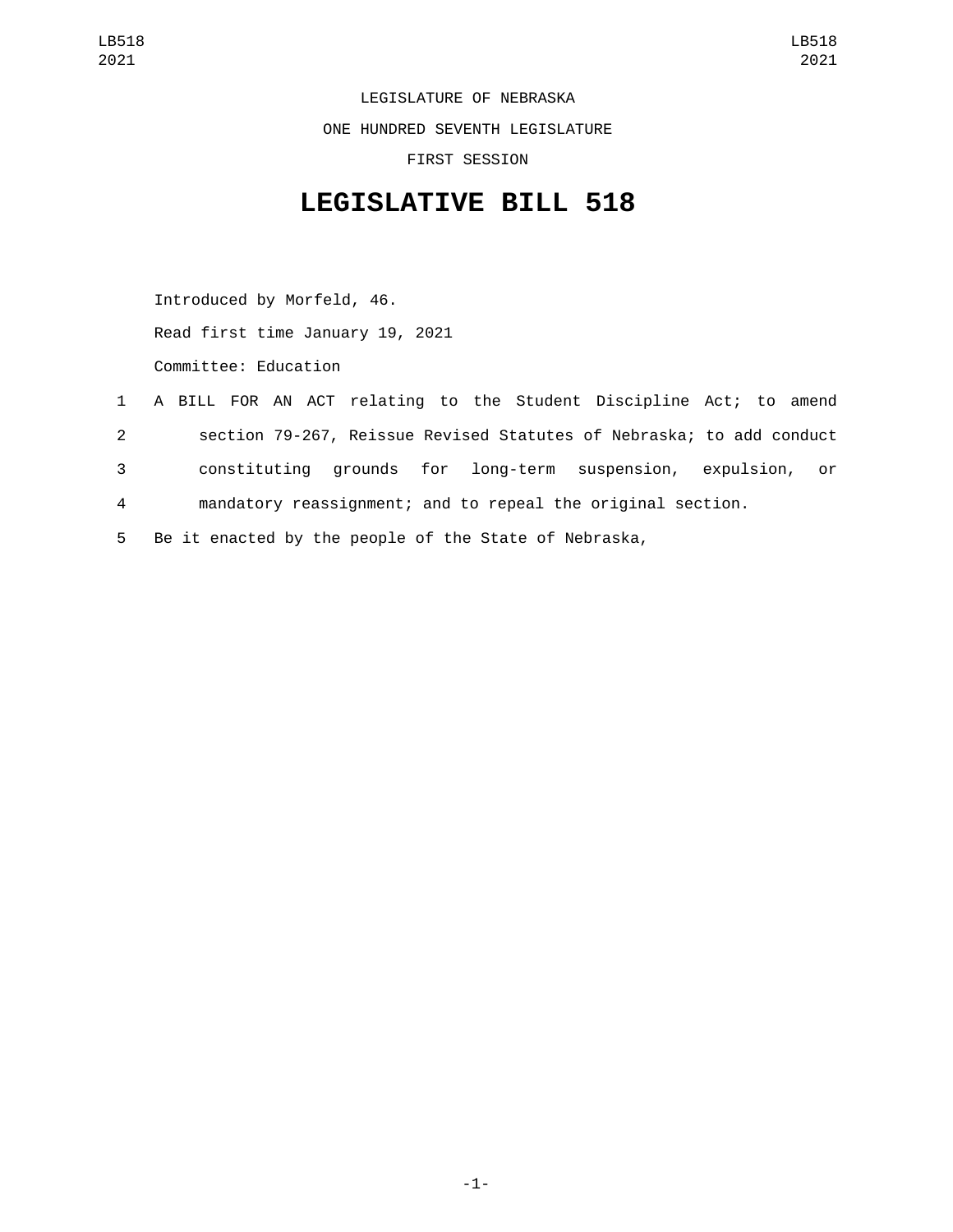LEGISLATURE OF NEBRASKA

ONE HUNDRED SEVENTH LEGISLATURE

FIRST SESSION

# LEGISLATIVE BILL 518

Introduced by Morfeld, 46.

Read first time January 19, 2021

Committee: Education

1 A BILL FOR AN ACT relating to the Student Discipline Act; to amend
2 section 79-267, Reissue Revised Statutes of Nebraska; to add conduct
3 constituting grounds for long-term suspension, expulsion, or
4 mandatory reassignment; and to repeal the original section.
5 Be it enacted by the people of the State of Nebraska,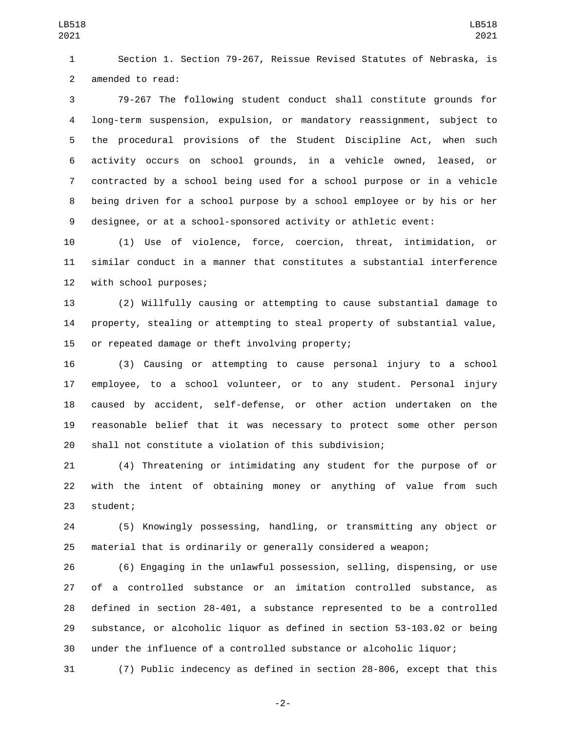Section 1. Section 79-267, Reissue Revised Statutes of Nebraska, is amended to read:

79-267 The following student conduct shall constitute grounds for long-term suspension, expulsion, or mandatory reassignment, subject to the procedural provisions of the Student Discipline Act, when such activity occurs on school grounds, in a vehicle owned, leased, or contracted by a school being used for a school purpose or in a vehicle being driven for a school purpose by a school employee or by his or her designee, or at a school-sponsored activity or athletic event:

(1) Use of violence, force, coercion, threat, intimidation, or similar conduct in a manner that constitutes a substantial interference with school purposes;

(2) Willfully causing or attempting to cause substantial damage to property, stealing or attempting to steal property of substantial value, or repeated damage or theft involving property;

(3) Causing or attempting to cause personal injury to a school employee, to a school volunteer, or to any student. Personal injury caused by accident, self-defense, or other action undertaken on the reasonable belief that it was necessary to protect some other person shall not constitute a violation of this subdivision;

(4) Threatening or intimidating any student for the purpose of or with the intent of obtaining money or anything of value from such student;

(5) Knowingly possessing, handling, or transmitting any object or material that is ordinarily or generally considered a weapon;

(6) Engaging in the unlawful possession, selling, dispensing, or use of a controlled substance or an imitation controlled substance, as defined in section 28-401, a substance represented to be a controlled substance, or alcoholic liquor as defined in section 53-103.02 or being under the influence of a controlled substance or alcoholic liquor;

(7) Public indecency as defined in section 28-806, except that this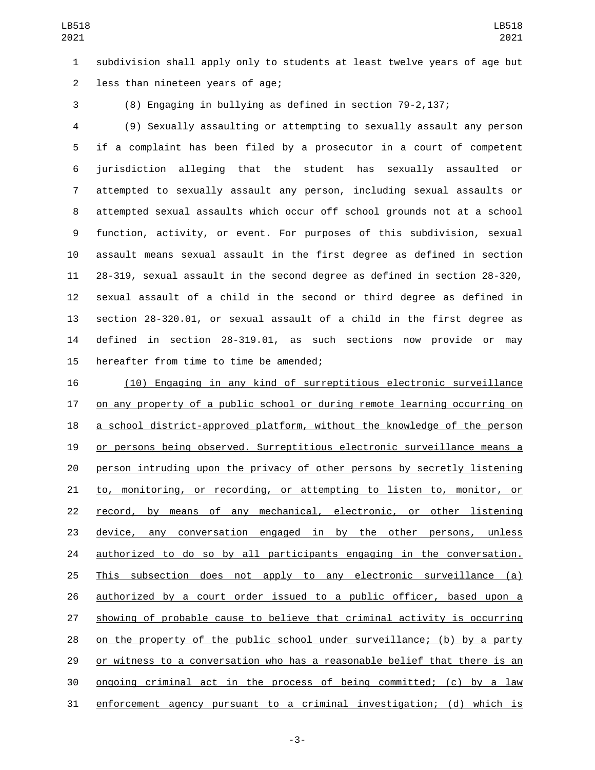subdivision shall apply only to students at least twelve years of age but less than nineteen years of age;

(8) Engaging in bullying as defined in section 79-2,137;

(9) Sexually assaulting or attempting to sexually assault any person if a complaint has been filed by a prosecutor in a court of competent jurisdiction alleging that the student has sexually assaulted or attempted to sexually assault any person, including sexual assaults or attempted sexual assaults which occur off school grounds not at a school function, activity, or event. For purposes of this subdivision, sexual assault means sexual assault in the first degree as defined in section 28-319, sexual assault in the second degree as defined in section 28-320, sexual assault of a child in the second or third degree as defined in section 28-320.01, or sexual assault of a child in the first degree as defined in section 28-319.01, as such sections now provide or may hereafter from time to time be amended;

<u>(10) Engaging in any kind of surreptitious electronic surveillance on any property of a public school or during remote learning occurring on a school district-approved platform, without the knowledge of the person or persons being observed. Surreptitious electronic surveillance means a person intruding upon the privacy of other persons by secretly listening to, monitoring, or recording, or attempting to listen to, monitor, or record, by means of any mechanical, electronic, or other listening device, any conversation engaged in by the other persons, unless authorized to do so by all participants engaging in the conversation. This subsection does not apply to any electronic surveillance (a) authorized by a court order issued to a public officer, based upon a showing of probable cause to believe that criminal activity is occurring on the property of the public school under surveillance; (b) by a party or witness to a conversation who has a reasonable belief that there is an ongoing criminal act in the process of being committed; (c) by a law enforcement agency pursuant to a criminal investigation; (d) which is</u>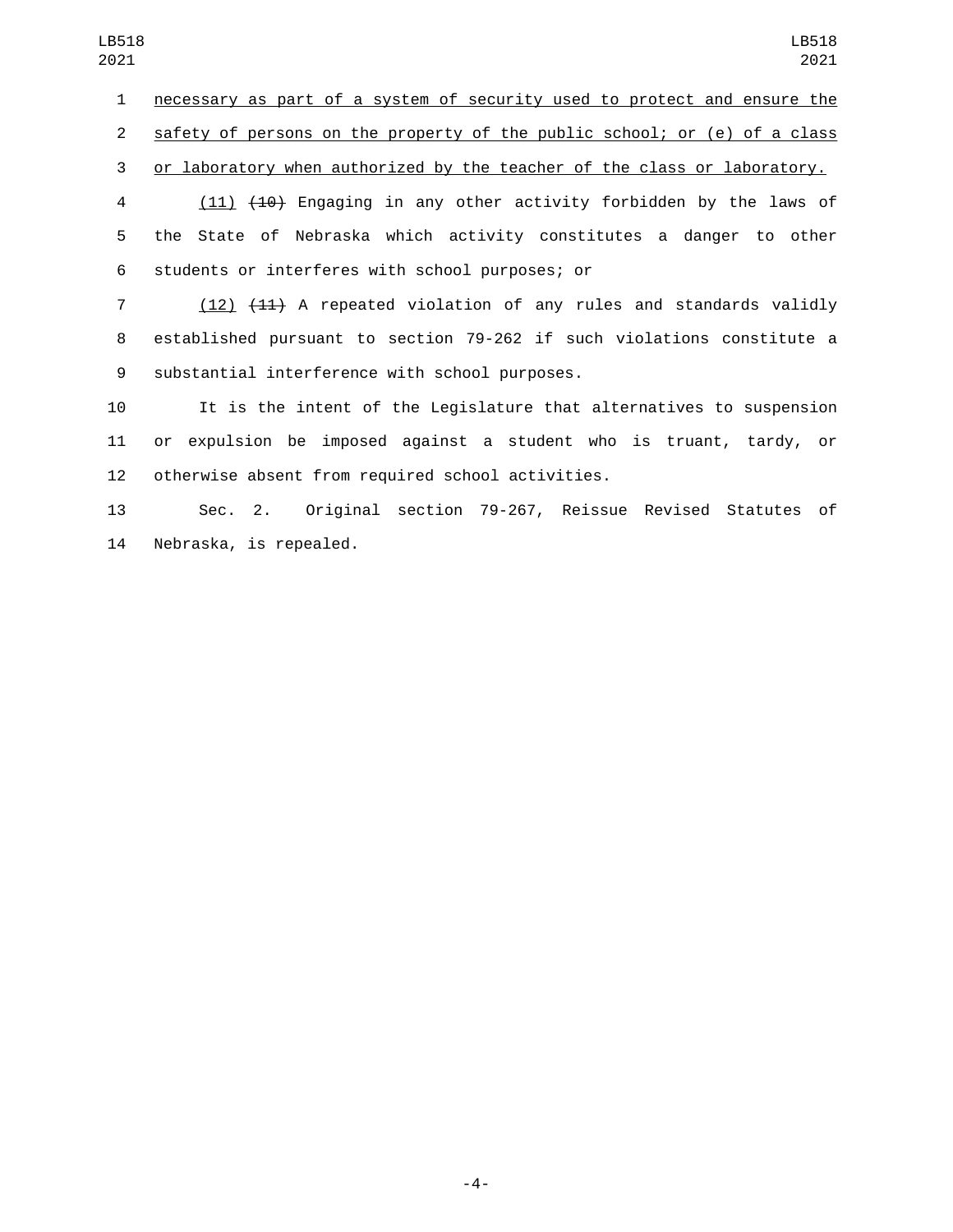necessary as part of a system of security used to protect and ensure the safety of persons on the property of the public school; or (e) of a class or laboratory when authorized by the teacher of the class or laboratory.

(11) ~~(10)~~ Engaging in any other activity forbidden by the laws of the State of Nebraska which activity constitutes a danger to other students or interferes with school purposes; or

(12) ~~(11)~~ A repeated violation of any rules and standards validly established pursuant to section 79-262 if such violations constitute a substantial interference with school purposes.

It is the intent of the Legislature that alternatives to suspension or expulsion be imposed against a student who is truant, tardy, or otherwise absent from required school activities.

Sec. 2. Original section 79-267, Reissue Revised Statutes of Nebraska, is repealed.